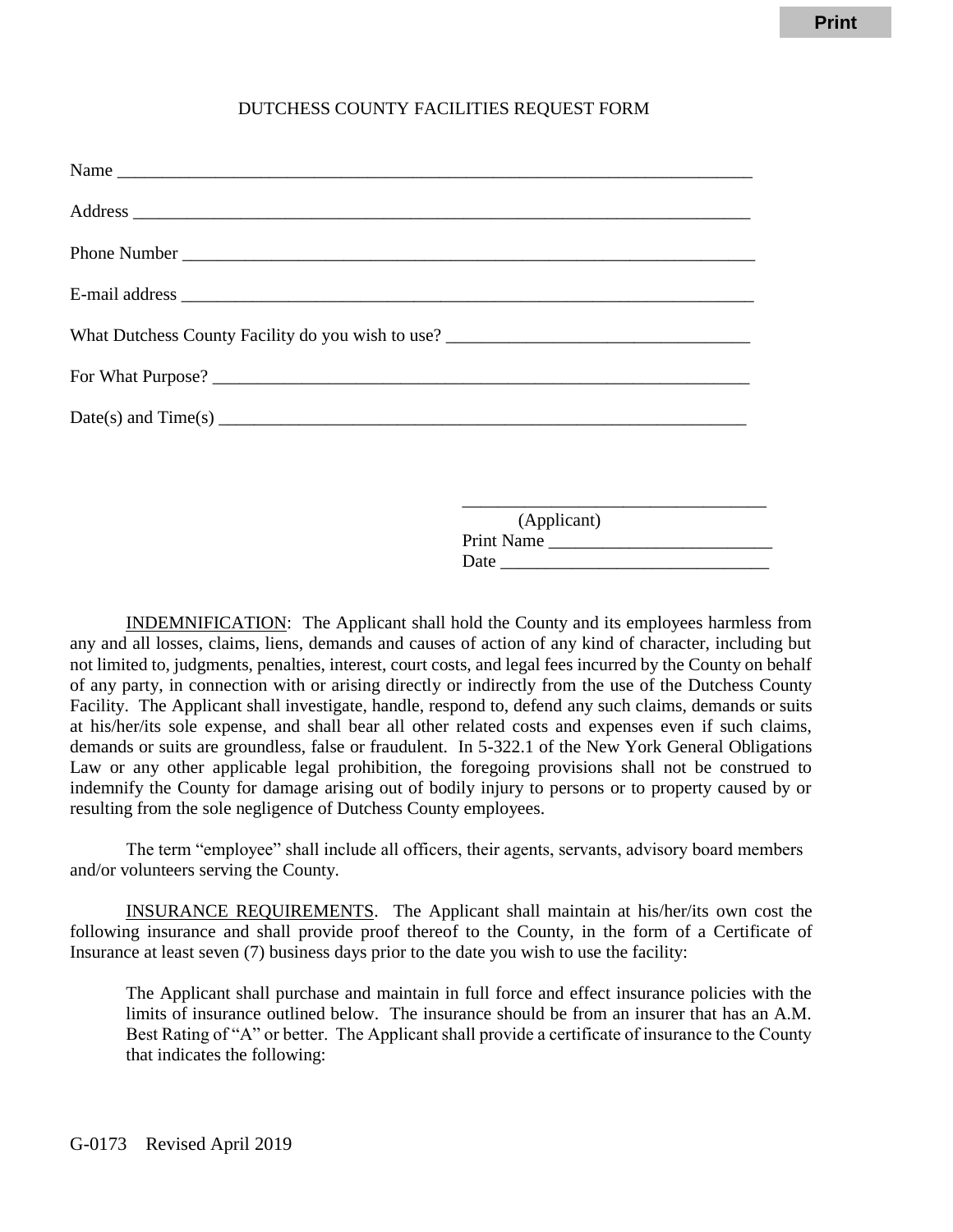# DUTCHESS COUNTY FACILITIES REQUEST FORM

Name ___________________________________________________________________________

Address _________________________________________________________________________

Phone Number ____________________________________________________________________

E-mail address ___________________________________________________________________

What Dutchess County Facility do you wish to use? __________________________________

For What Purpose? ________________________________________________________________

Date(s) and Time(s) _______________________________________________________________

__________________________________
(Applicant)
Print Name _________________________
Date ______________________________

INDEMNIFICATION: The Applicant shall hold the County and its employees harmless from any and all losses, claims, liens, demands and causes of action of any kind of character, including but not limited to, judgments, penalties, interest, court costs, and legal fees incurred by the County on behalf of any party, in connection with or arising directly or indirectly from the use of the Dutchess County Facility. The Applicant shall investigate, handle, respond to, defend any such claims, demands or suits at his/her/its sole expense, and shall bear all other related costs and expenses even if such claims, demands or suits are groundless, false or fraudulent. In 5-322.1 of the New York General Obligations Law or any other applicable legal prohibition, the foregoing provisions shall not be construed to indemnify the County for damage arising out of bodily injury to persons or to property caused by or resulting from the sole negligence of Dutchess County employees.

The term "employee" shall include all officers, their agents, servants, advisory board members and/or volunteers serving the County.

INSURANCE REQUIREMENTS. The Applicant shall maintain at his/her/its own cost the following insurance and shall provide proof thereof to the County, in the form of a Certificate of Insurance at least seven (7) business days prior to the date you wish to use the facility:

> The Applicant shall purchase and maintain in full force and effect insurance policies with the limits of insurance outlined below. The insurance should be from an insurer that has an A.M. Best Rating of "A" or better. The Applicant shall provide a certificate of insurance to the County that indicates the following:

G-0173 Revised April 2019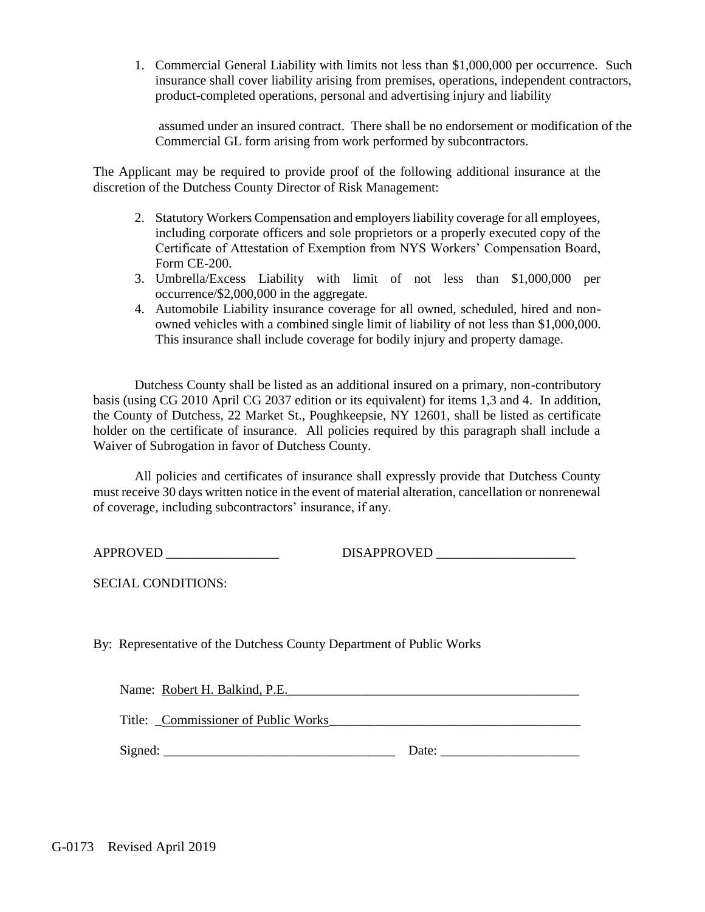1. Commercial General Liability with limits not less than $1,000,000 per occurrence. Such insurance shall cover liability arising from premises, operations, independent contractors, product-completed operations, personal and advertising injury and liability

   assumed under an insured contract. There shall be no endorsement or modification of the Commercial GL form arising from work performed by subcontractors.

The Applicant may be required to provide proof of the following additional insurance at the discretion of the Dutchess County Director of Risk Management:

2. Statutory Workers Compensation and employers liability coverage for all employees, including corporate officers and sole proprietors or a properly executed copy of the Certificate of Attestation of Exemption from NYS Workers' Compensation Board, Form CE-200.
3. Umbrella/Excess Liability with limit of not less than $1,000,000 per occurrence/$2,000,000 in the aggregate.
4. Automobile Liability insurance coverage for all owned, scheduled, hired and non-owned vehicles with a combined single limit of liability of not less than $1,000,000. This insurance shall include coverage for bodily injury and property damage.

Dutchess County shall be listed as an additional insured on a primary, non-contributory basis (using CG 2010 April CG 2037 edition or its equivalent) for items 1,3 and 4. In addition, the County of Dutchess, 22 Market St., Poughkeepsie, NY 12601, shall be listed as certificate holder on the certificate of insurance. All policies required by this paragraph shall include a Waiver of Subrogation in favor of Dutchess County.

All policies and certificates of insurance shall expressly provide that Dutchess County must receive 30 days written notice in the event of material alteration, cancellation or nonrenewal of coverage, including subcontractors' insurance, if any.

APPROVED _________________ DISAPPROVED _____________________

SECIAL CONDITIONS:

By: Representative of the Dutchess County Department of Public Works

Name: Robert H. Balkind, P.E.

Title: Commissioner of Public Works

Signed: ___________________________________ Date: _____________________

G-0173 Revised April 2019